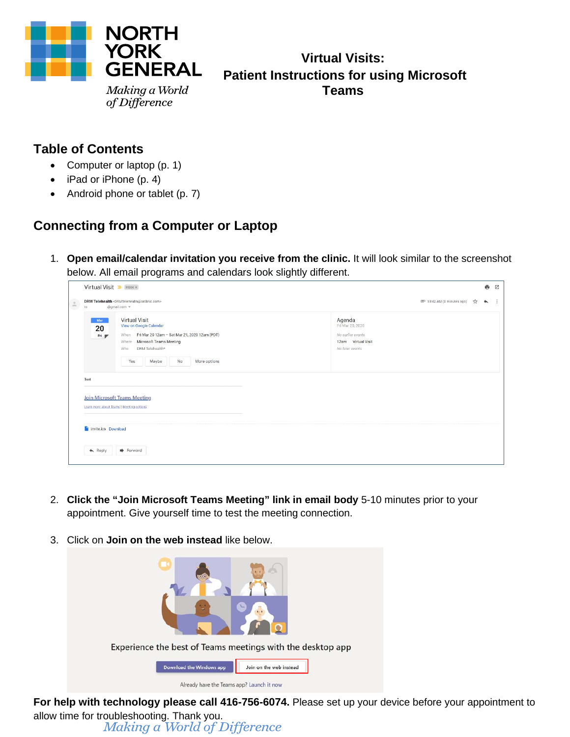# NORTH YORK GENERAL

*Making a World of Difference*

## Virtual Visits: Patient Instructions for using Microsoft Teams

## Table of Contents

- Computer or laptop (p. 1)
- iPad or iPhone (p. 4)
- Android phone or tablet (p. 7)

## Connecting from a Computer or Laptop

1. **Open email/calendar invitation you receive from the clinic.** It will look similar to the screenshot below. All email programs and calendars look slightly different.

2. **Click the "Join Microsoft Teams Meeting" link in email body** 5-10 minutes prior to your appointment. Give yourself time to test the meeting connection.

3. Click on **Join on the web instead** like below.

**For help with technology please call 416-756-6074.** Please set up your device before your appointment to allow time for troubleshooting. Thank you.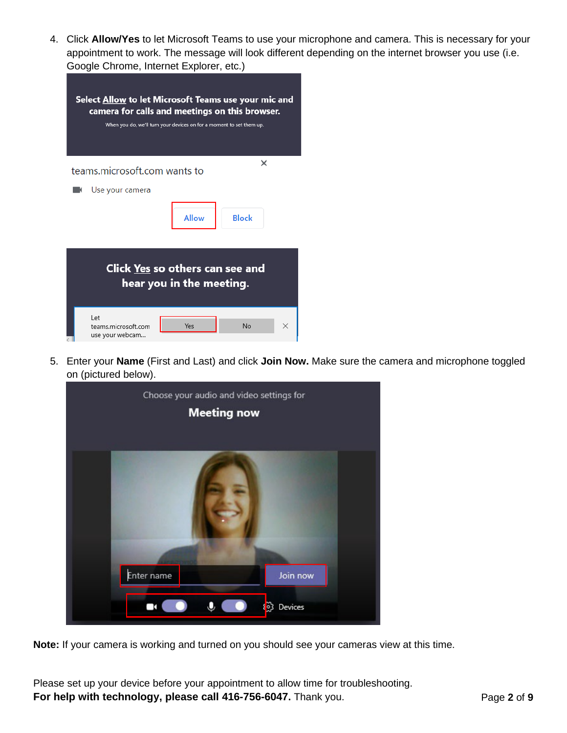4. Click **Allow/Yes** to let Microsoft Teams to use your microphone and camera. This is necessary for your appointment to work. The message will look different depending on the internet browser you use (i.e. Google Chrome, Internet Explorer, etc.)

5. Enter your **Name** (First and Last) and click **Join Now.** Make sure the camera and microphone toggled on (pictured below).

**Note:** If your camera is working and turned on you should see your cameras view at this time.

Please set up your device before your appointment to allow time for troubleshooting.
**For help with technology, please call 416-756-6047.** Thank you.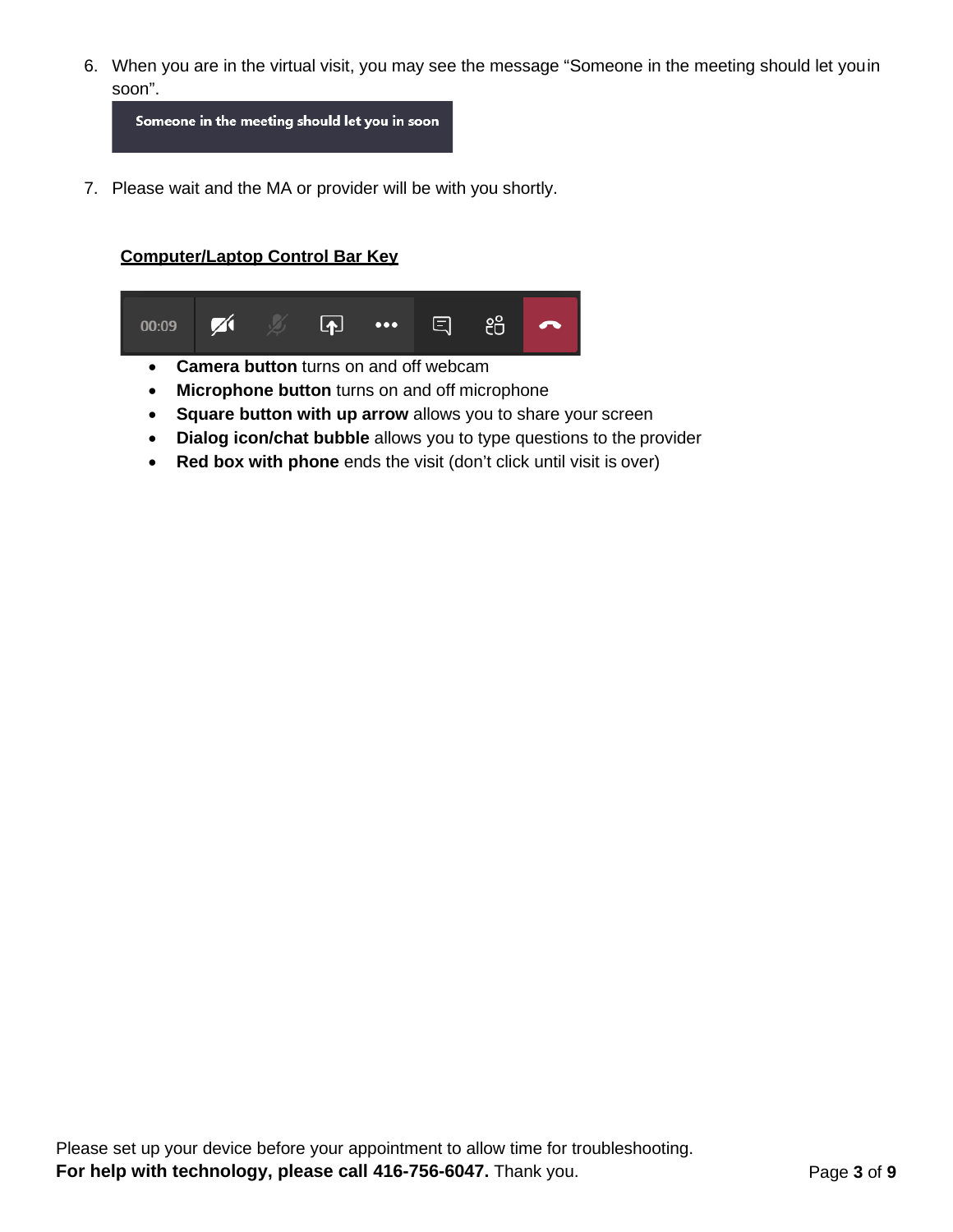6. When you are in the virtual visit, you may see the message "Someone in the meeting should let you in soon".

   Someone in the meeting should let you in soon

7. Please wait and the MA or provider will be with you shortly.

**Computer/Laptop Control Bar Key**

- **Camera button** turns on and off webcam
- **Microphone button** turns on and off microphone
- **Square button with up arrow** allows you to share your screen
- **Dialog icon/chat bubble** allows you to type questions to the provider
- **Red box with phone** ends the visit (don't click until visit is over)

Please set up your device before your appointment to allow time for troubleshooting.
**For help with technology, please call 416-756-6047.** Thank you.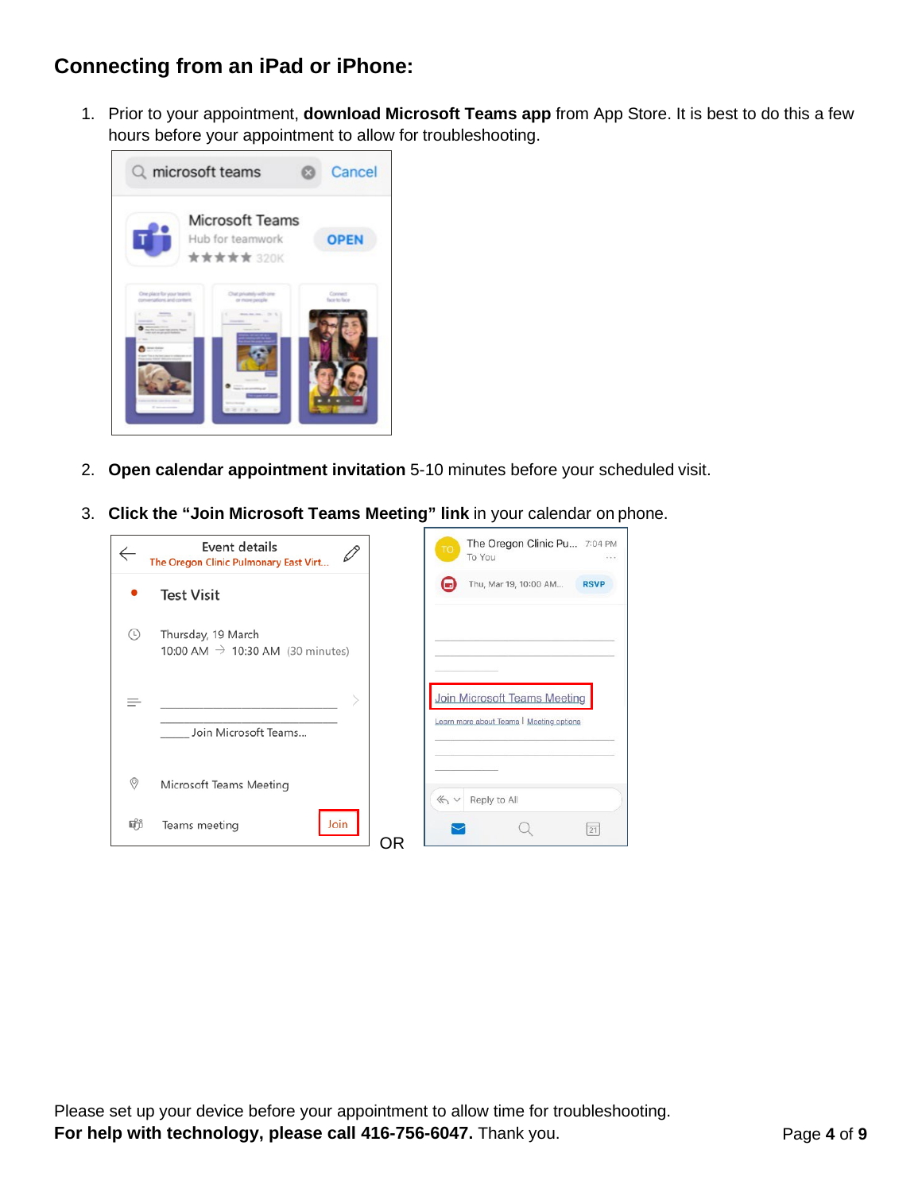## Connecting from an iPad or iPhone:

1. Prior to your appointment, **download Microsoft Teams app** from App Store. It is best to do this a few hours before your appointment to allow for troubleshooting.

2. **Open calendar appointment invitation** 5-10 minutes before your scheduled visit.

3. **Click the "Join Microsoft Teams Meeting" link** in your calendar on phone.

OR

Please set up your device before your appointment to allow time for troubleshooting.
**For help with technology, please call 416-756-6047.** Thank you.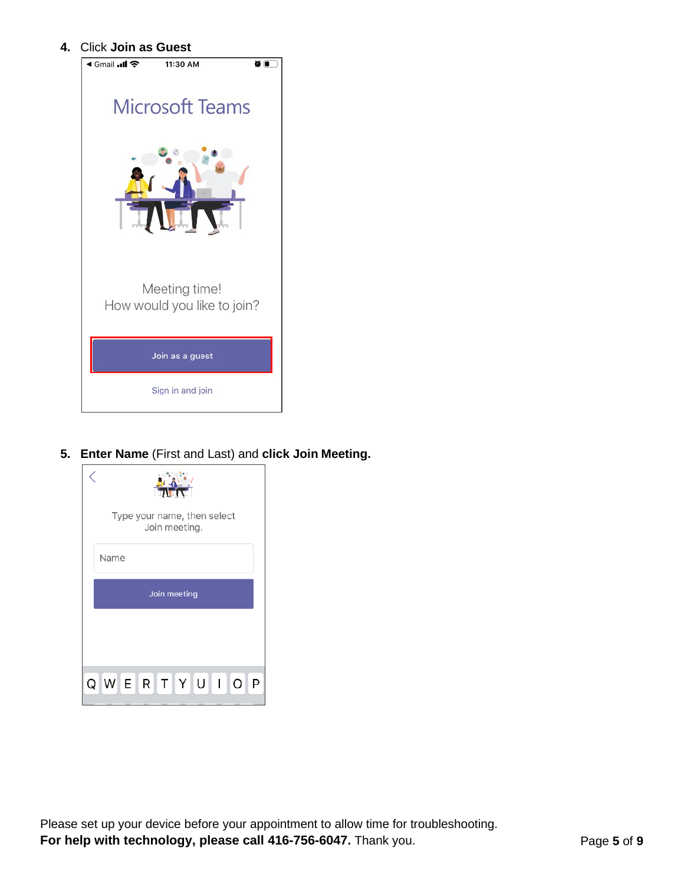4. Click **Join as Guest**

5. **Enter Name** (First and Last) and **click Join Meeting.**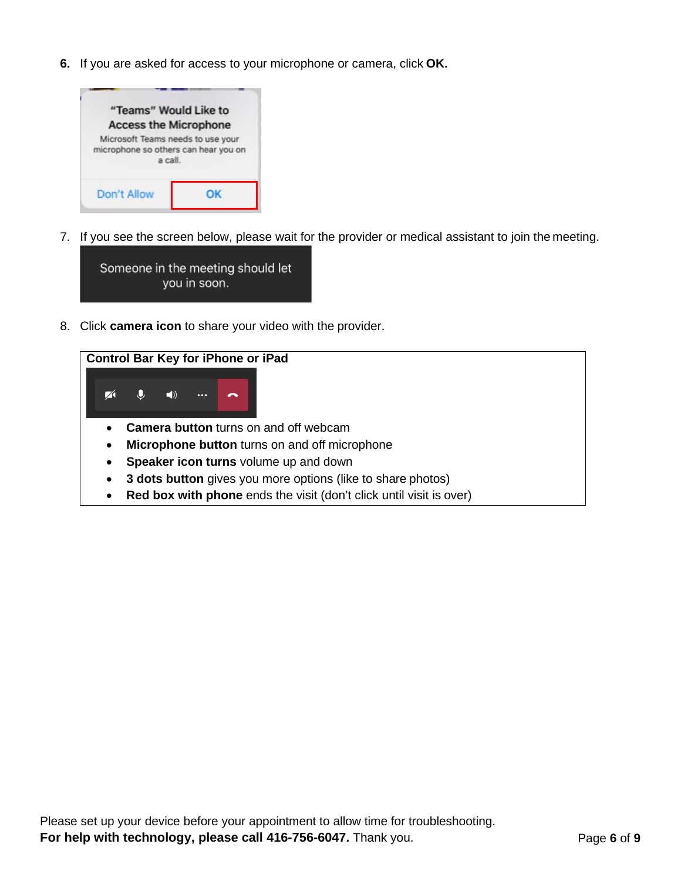6. If you are asked for access to your microphone or camera, click **OK.**

7. If you see the screen below, please wait for the provider or medical assistant to join the meeting.

8. Click **camera icon** to share your video with the provider.

**Control Bar Key for iPhone or iPad**

- **Camera button** turns on and off webcam
- **Microphone button** turns on and off microphone
- **Speaker icon turns** volume up and down
- **3 dots button** gives you more options (like to share photos)
- **Red box with phone** ends the visit (don't click until visit is over)

Please set up your device before your appointment to allow time for troubleshooting.
**For help with technology, please call 416-756-6047.** Thank you.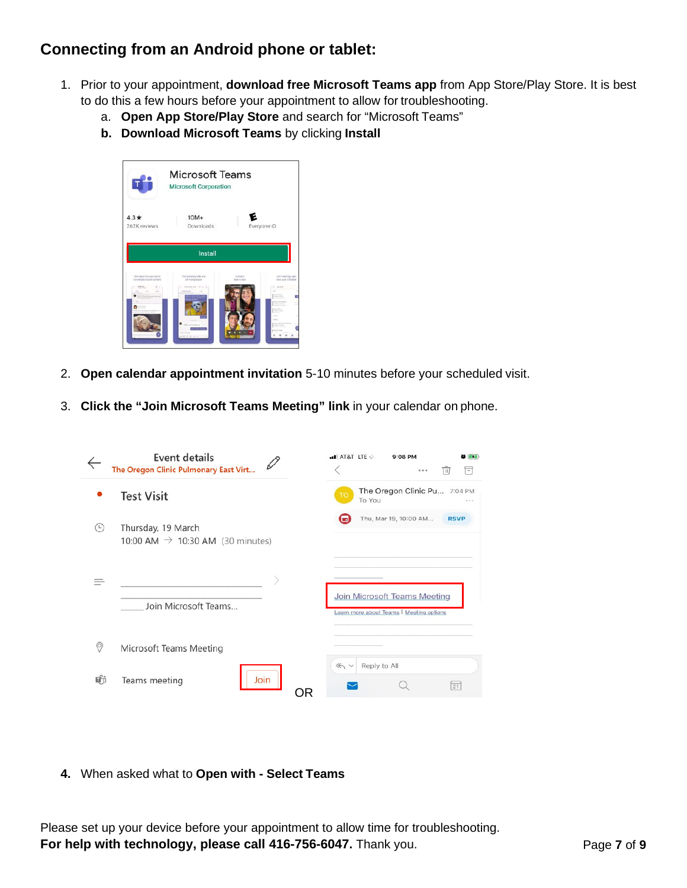## Connecting from an Android phone or tablet:

1. Prior to your appointment, **download free Microsoft Teams app** from App Store/Play Store. It is best to do this a few hours before your appointment to allow for troubleshooting.
   a. **Open App Store/Play Store** and search for "Microsoft Teams"
   b. **Download Microsoft Teams** by clicking **Install**

2. **Open calendar appointment invitation** 5-10 minutes before your scheduled visit.

3. **Click the "Join Microsoft Teams Meeting" link** in your calendar on phone.

OR

4. When asked what to **Open with - Select Teams**

Please set up your device before your appointment to allow time for troubleshooting.
**For help with technology, please call 416-756-6047.** Thank you.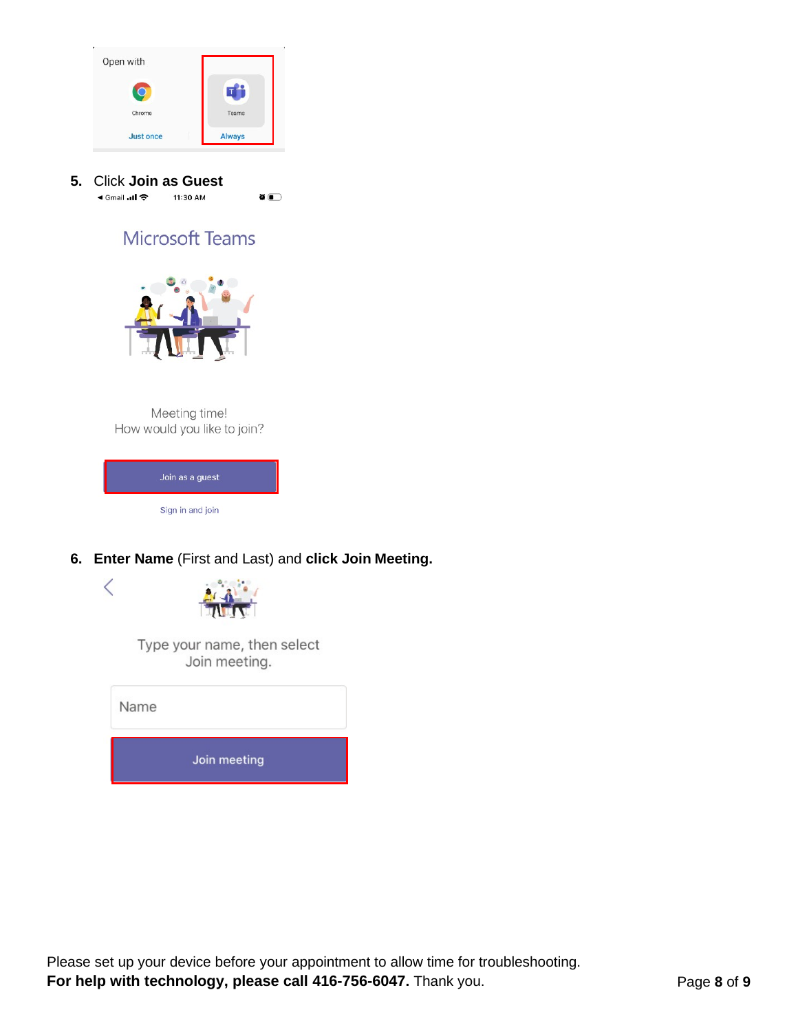5. Click **Join as Guest**

6. **Enter Name** (First and Last) and **click Join Meeting.**

Please set up your device before your appointment to allow time for troubleshooting.
**For help with technology, please call 416-756-6047.** Thank you.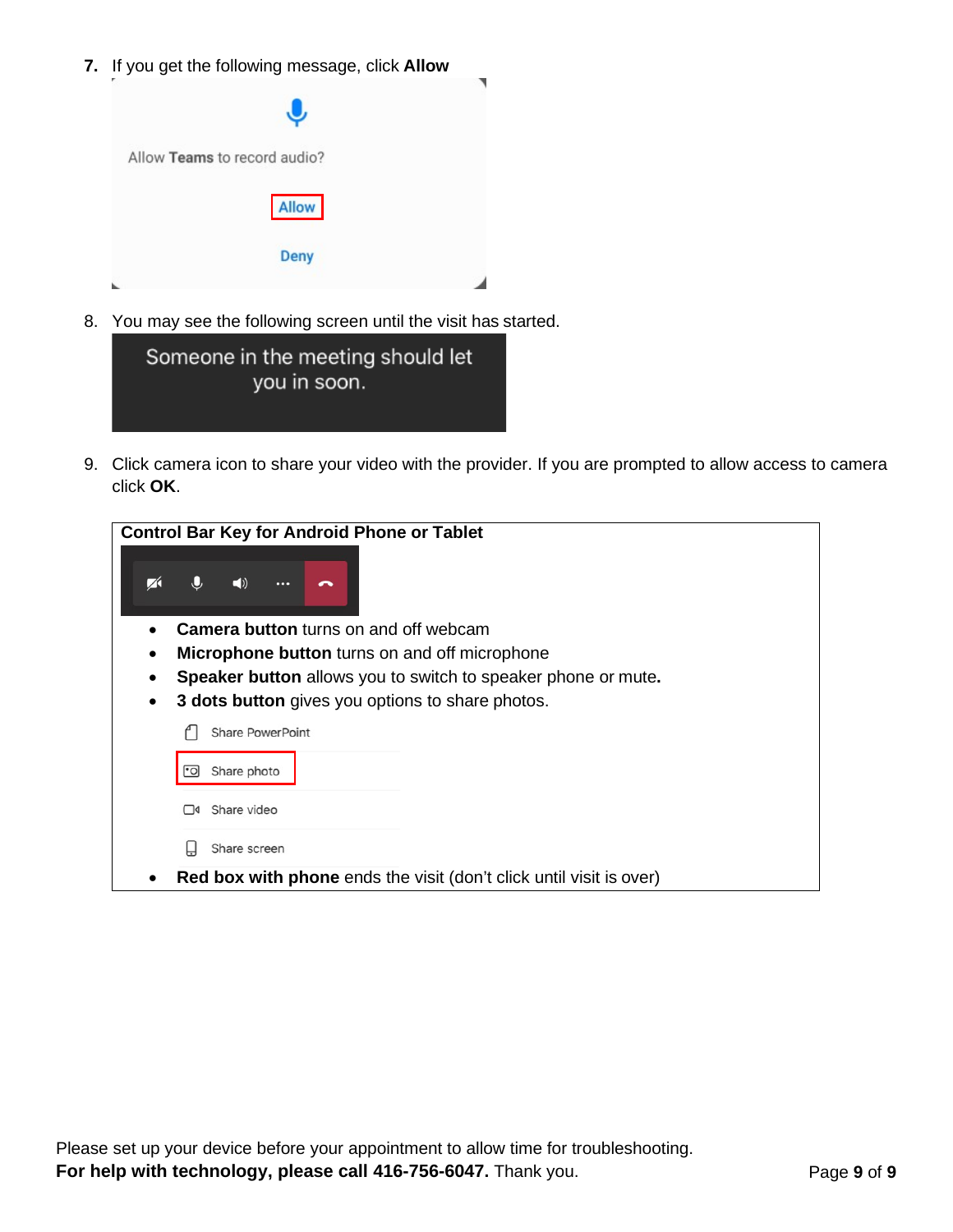7. If you get the following message, click **Allow**

Allow **Teams** to record audio?

Allow

Deny

8. You may see the following screen until the visit has started.

Someone in the meeting should let you in soon.

9. Click camera icon to share your video with the provider. If you are prompted to allow access to camera click **OK**.

**Control Bar Key for Android Phone or Tablet**

- **Camera button** turns on and off webcam
- **Microphone button** turns on and off microphone
- **Speaker button** allows you to switch to speaker phone or mute**.**
- **3 dots button** gives you options to share photos.
  - Share PowerPoint
  - Share photo
  - Share video
  - Share screen
- **Red box with phone** ends the visit (don't click until visit is over)

Please set up your device before your appointment to allow time for troubleshooting.
**For help with technology, please call 416-756-6047.** Thank you.